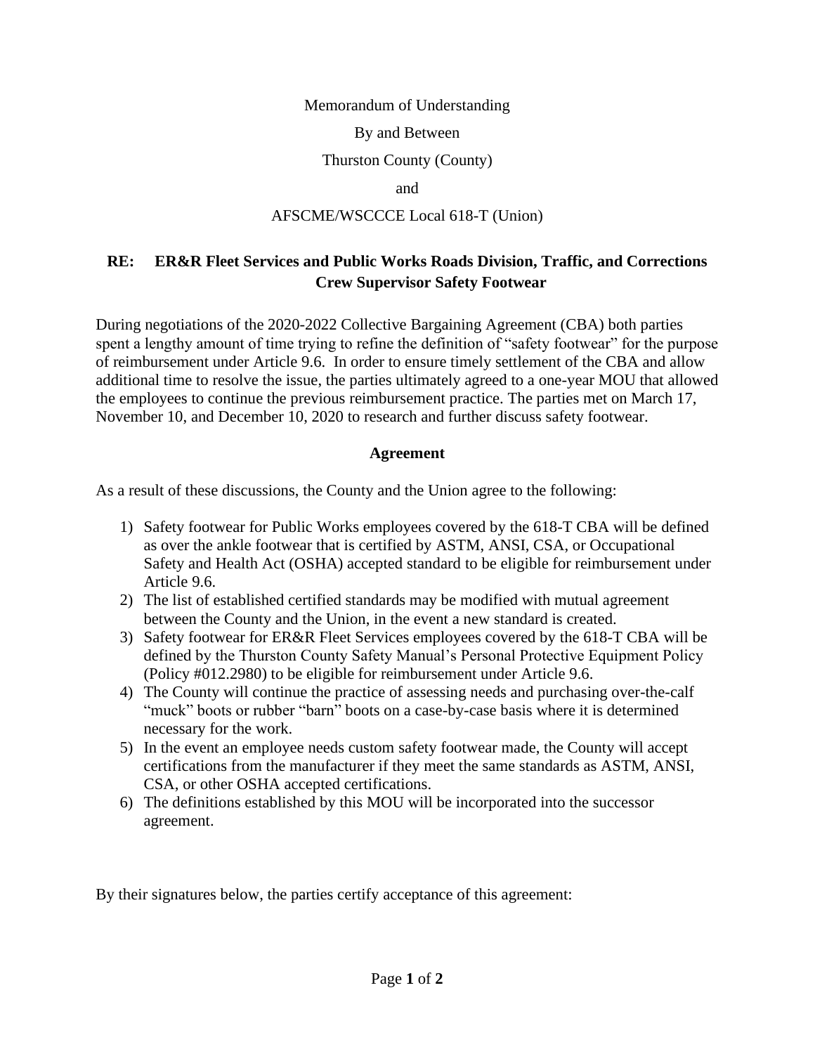Memorandum of Understanding

By and Between

Thurston County (County)

and

AFSCME/WSCCCE Local 618-T (Union)

**RE: ER&R Fleet Services and Public Works Roads Division, Traffic, and Corrections Crew Supervisor Safety Footwear**

During negotiations of the 2020-2022 Collective Bargaining Agreement (CBA) both parties spent a lengthy amount of time trying to refine the definition of "safety footwear" for the purpose of reimbursement under Article 9.6. In order to ensure timely settlement of the CBA and allow additional time to resolve the issue, the parties ultimately agreed to a one-year MOU that allowed the employees to continue the previous reimbursement practice. The parties met on March 17, November 10, and December 10, 2020 to research and further discuss safety footwear.

**Agreement**

As a result of these discussions, the County and the Union agree to the following:

1) Safety footwear for Public Works employees covered by the 618-T CBA will be defined as over the ankle footwear that is certified by ASTM, ANSI, CSA, or Occupational Safety and Health Act (OSHA) accepted standard to be eligible for reimbursement under Article 9.6.
2) The list of established certified standards may be modified with mutual agreement between the County and the Union, in the event a new standard is created.
3) Safety footwear for ER&R Fleet Services employees covered by the 618-T CBA will be defined by the Thurston County Safety Manual's Personal Protective Equipment Policy (Policy #012.2980) to be eligible for reimbursement under Article 9.6.
4) The County will continue the practice of assessing needs and purchasing over-the-calf "muck" boots or rubber "barn" boots on a case-by-case basis where it is determined necessary for the work.
5) In the event an employee needs custom safety footwear made, the County will accept certifications from the manufacturer if they meet the same standards as ASTM, ANSI, CSA, or other OSHA accepted certifications.
6) The definitions established by this MOU will be incorporated into the successor agreement.

By their signatures below, the parties certify acceptance of this agreement: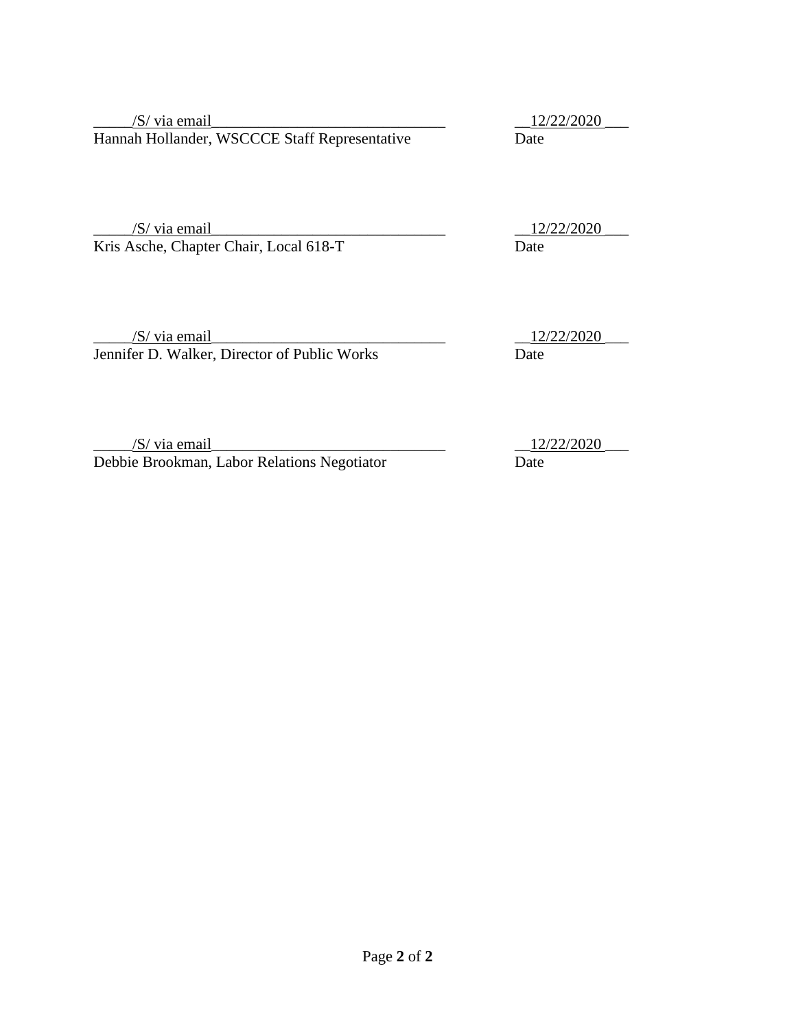_____/S/ via email_______________________________ __12/22/2020___
Hannah Hollander, WSCCCE Staff Representative Date

_____/S/ via email_______________________________ __12/22/2020___
Kris Asche, Chapter Chair, Local 618-T Date

_____/S/ via email_______________________________ __12/22/2020___
Jennifer D. Walker, Director of Public Works Date

_____/S/ via email_______________________________ __12/22/2020___
Debbie Brookman, Labor Relations Negotiator Date